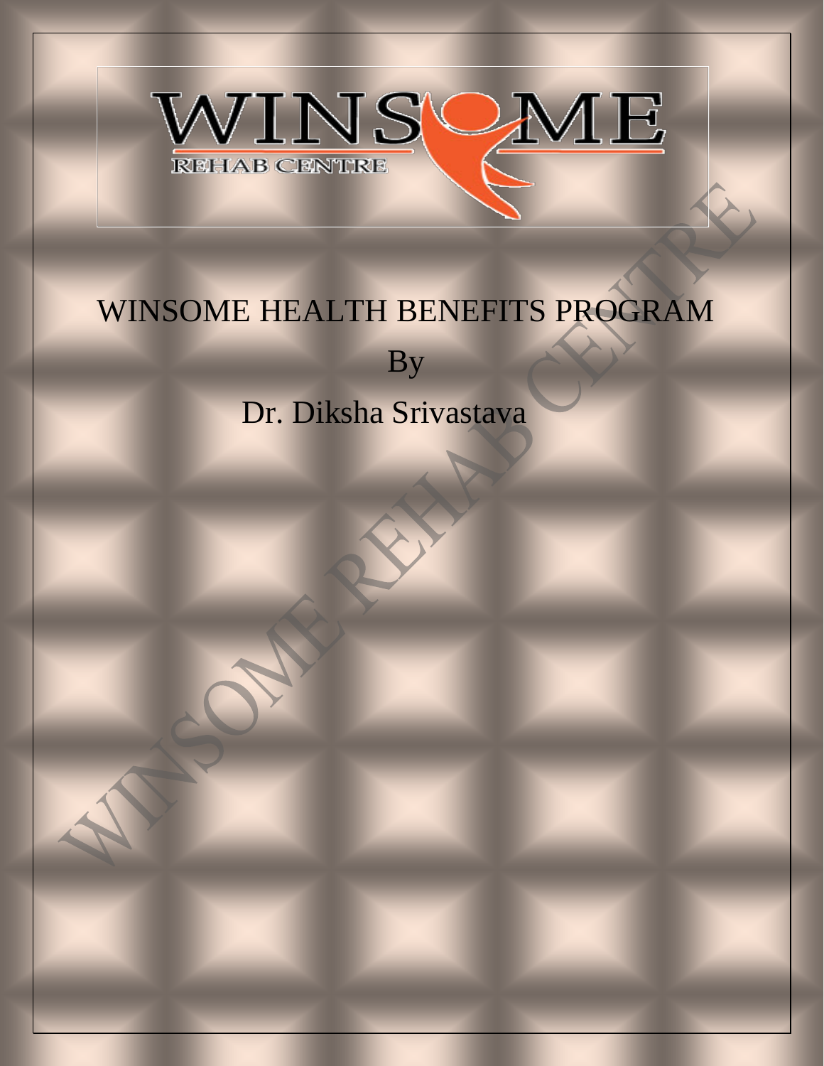# WINSOME HEALTH BENEFITS PROGRAM

By

Dr. Diksha Srivastava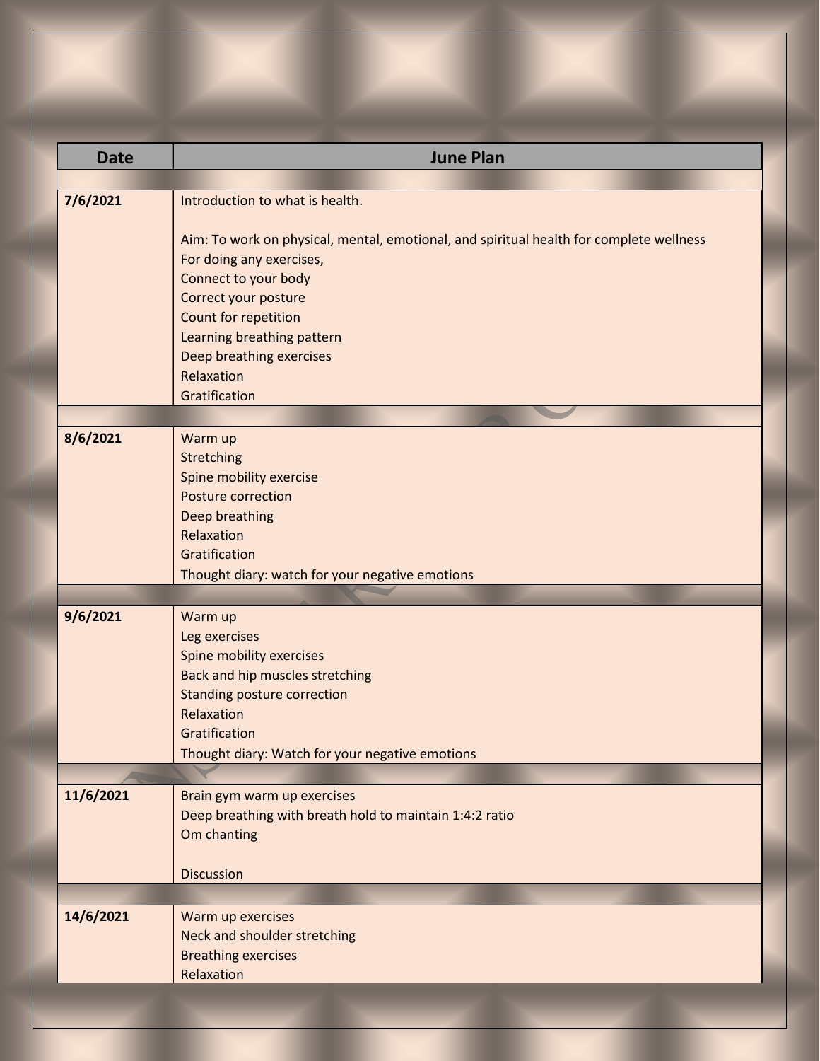| Date | June Plan |
| --- | --- |
| **7/6/2021** | Introduction to what is health.<br><br>Aim: To work on physical, mental, emotional, and spiritual health for complete wellness<br>For doing any exercises,<br>Connect to your body<br>Correct your posture<br>Count for repetition<br>Learning breathing pattern<br>Deep breathing exercises<br>Relaxation<br>Gratification |
| **8/6/2021** | Warm up<br>Stretching<br>Spine mobility exercise<br>Posture correction<br>Deep breathing<br>Relaxation<br>Gratification<br>Thought diary: watch for your negative emotions |
| **9/6/2021** | Warm up<br>Leg exercises<br>Spine mobility exercises<br>Back and hip muscles stretching<br>Standing posture correction<br>Relaxation<br>Gratification<br>Thought diary: Watch for your negative emotions |
| **11/6/2021** | Brain gym warm up exercises<br>Deep breathing with breath hold to maintain 1:4:2 ratio<br>Om chanting<br><br>Discussion |
| **14/6/2021** | Warm up exercises<br>Neck and shoulder stretching<br>Breathing exercises<br>Relaxation |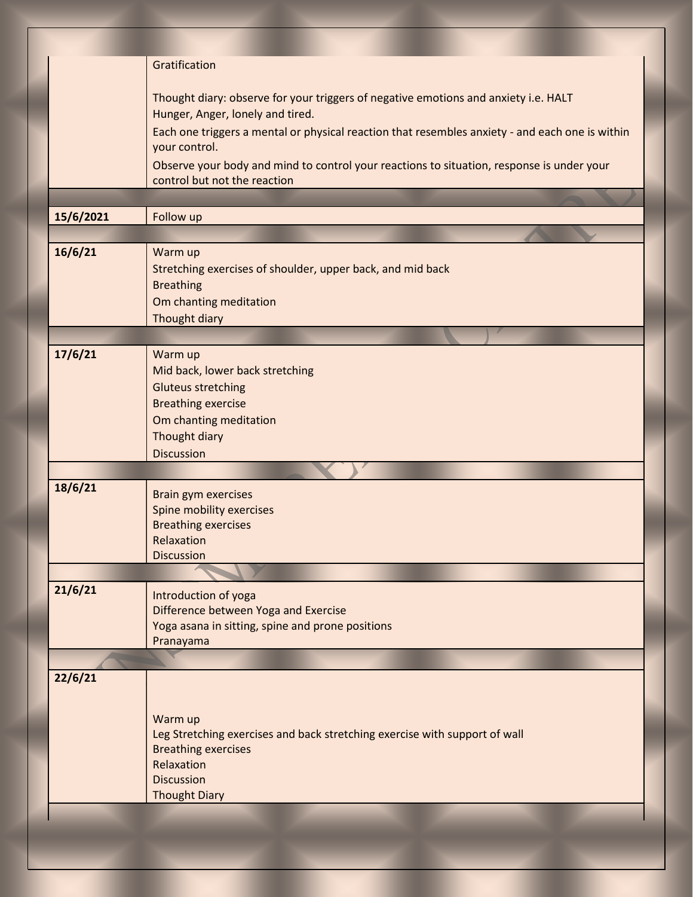| | |
|---|---|
| | Gratification<br><br>Thought diary: observe for your triggers of negative emotions and anxiety i.e. HALT<br>Hunger, Anger, lonely and tired.<br>Each one triggers a mental or physical reaction that resembles anxiety - and each one is within your control.<br>Observe your body and mind to control your reactions to situation, response is under your control but not the reaction |
| | |
| **15/6/2021** | Follow up |
| | |
| **16/6/21** | Warm up<br>Stretching exercises of shoulder, upper back, and mid back<br>Breathing<br>Om chanting meditation<br>Thought diary |
| | |
| **17/6/21** | Warm up<br>Mid back, lower back stretching<br>Gluteus stretching<br>Breathing exercise<br>Om chanting meditation<br>Thought diary<br>Discussion |
| | |
| **18/6/21** | Brain gym exercises<br>Spine mobility exercises<br>Breathing exercises<br>Relaxation<br>Discussion |
| | |
| **21/6/21** | Introduction of yoga<br>Difference between Yoga and Exercise<br>Yoga asana in sitting, spine and prone positions<br>Pranayama |
| | |
| **22/6/21** | Warm up<br>Leg Stretching exercises and back stretching exercise with support of wall<br>Breathing exercises<br>Relaxation<br>Discussion<br>Thought Diary |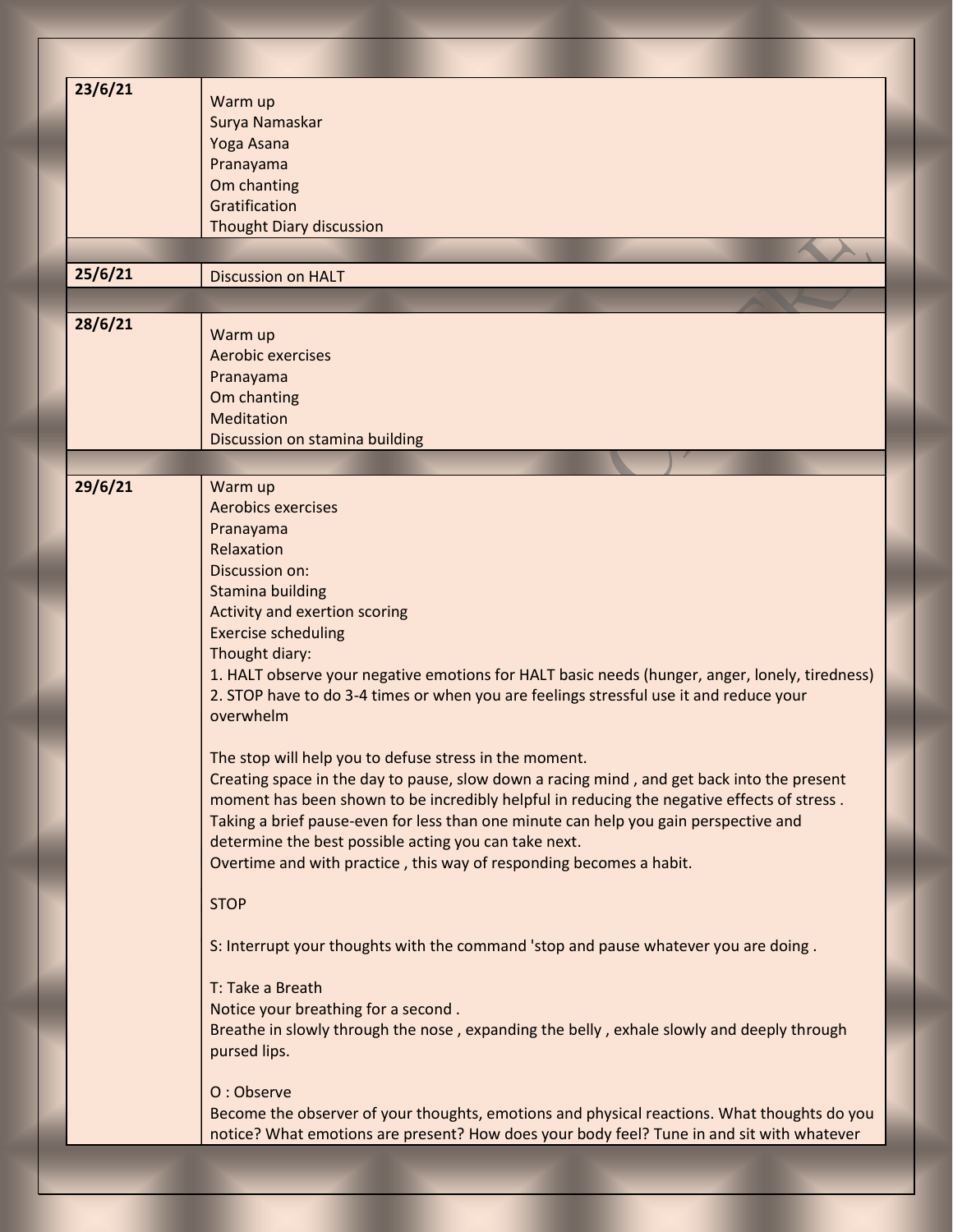| | |
|---|---|
| 23/6/21 | Warm up<br>Surya Namaskar<br>Yoga Asana<br>Pranayama<br>Om chanting<br>Gratification<br>Thought Diary discussion |
| | |
| 25/6/21 | Discussion on HALT |
| | |
| 28/6/21 | Warm up<br>Aerobic exercises<br>Pranayama<br>Om chanting<br>Meditation<br>Discussion on stamina building |
| | |
| 29/6/21 | Warm up<br>Aerobics exercises<br>Pranayama<br>Relaxation<br>Discussion on:<br>Stamina building<br>Activity and exertion scoring<br>Exercise scheduling<br>Thought diary:<br>1. HALT observe your negative emotions for HALT basic needs (hunger, anger, lonely, tiredness)<br>2. STOP have to do 3-4 times or when you are feelings stressful use it and reduce your overwhelm<br><br>The stop will help you to defuse stress in the moment.<br>Creating space in the day to pause, slow down a racing mind , and get back into the present moment has been shown to be incredibly helpful in reducing the negative effects of stress .<br>Taking a brief pause-even for less than one minute can help you gain perspective and determine the best possible acting you can take next.<br>Overtime and with practice , this way of responding becomes a habit.<br><br>STOP<br><br>S: Interrupt your thoughts with the command 'stop and pause whatever you are doing .<br><br>T: Take a Breath<br>Notice your breathing for a second .<br>Breathe in slowly through the nose , expanding the belly , exhale slowly and deeply through pursed lips.<br><br>O : Observe<br>Become the observer of your thoughts, emotions and physical reactions. What thoughts do you notice? What emotions are present? How does your body feel? Tune in and sit with whatever |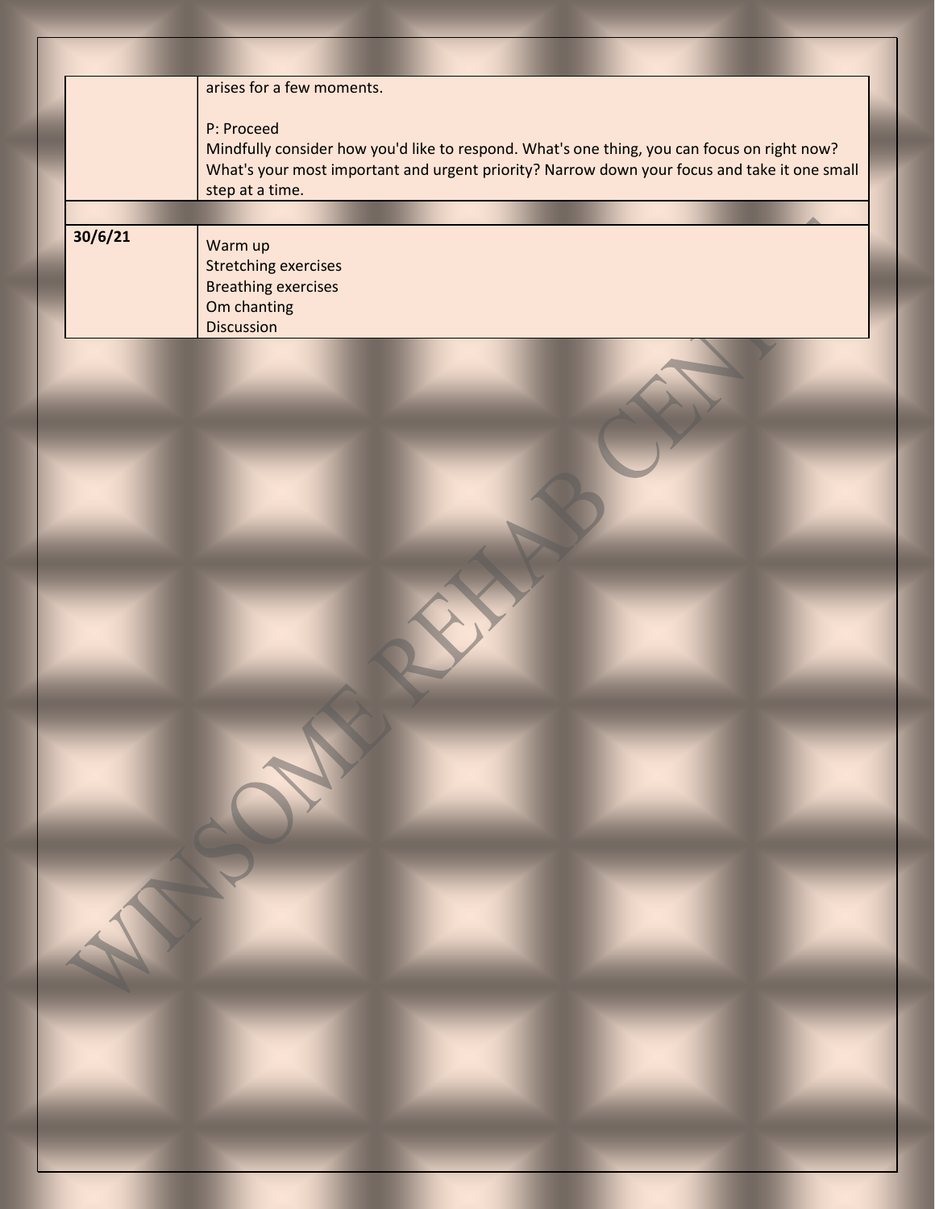| | |
|---|---|
| | arises for a few moments.<br><br>P: Proceed<br>Mindfully consider how you'd like to respond. What's one thing, you can focus on right now? What's your most important and urgent priority? Narrow down your focus and take it one small step at a time. |
| | |
| **30/6/21** | Warm up<br>Stretching exercises<br>Breathing exercises<br>Om chanting<br>Discussion |